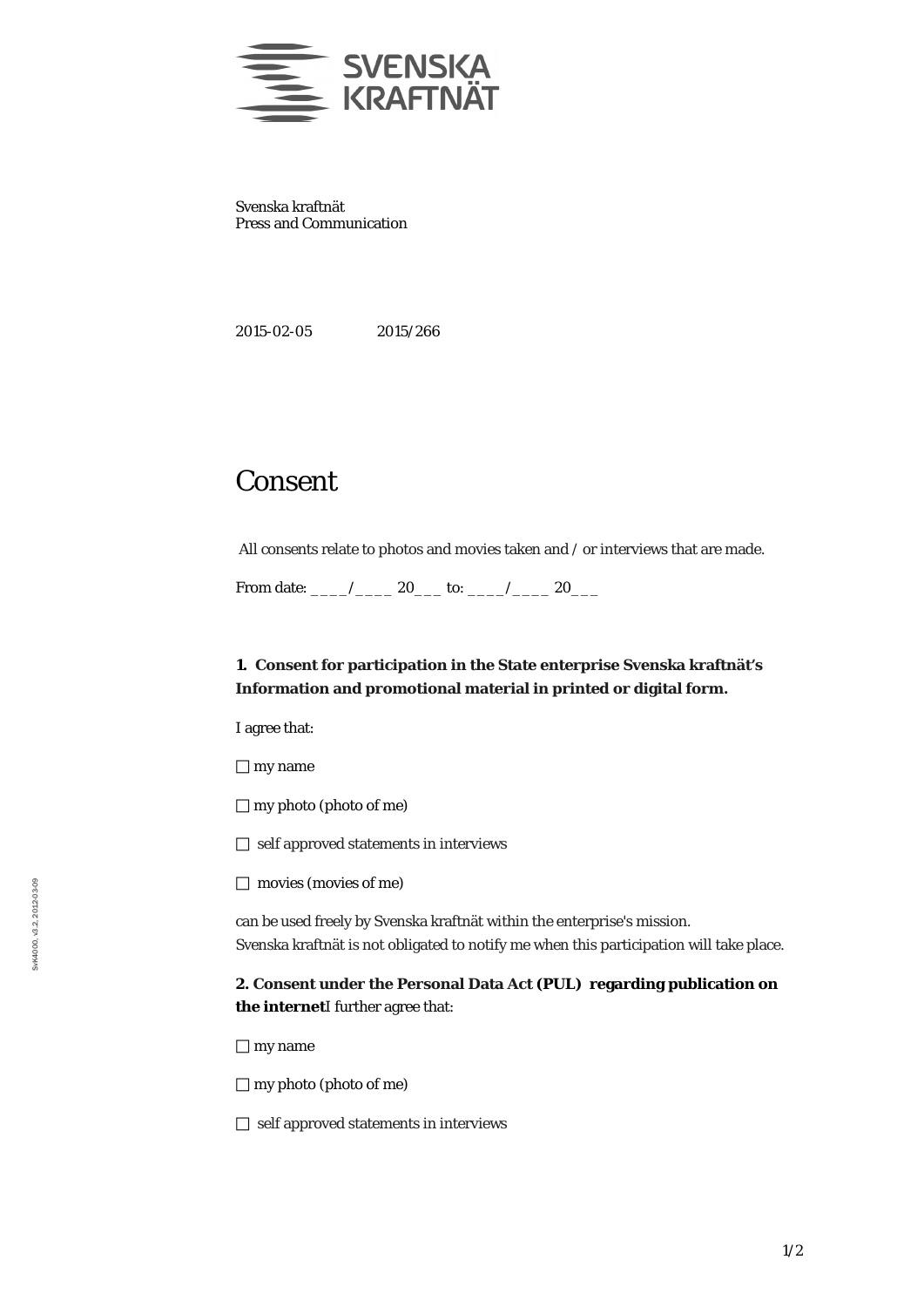Svenska kraftnät
Press and Communication

2015-02-05 2015/266

# Consent

All consents relate to photos and movies taken and / or interviews that are made.

From date: ____/____ 20___ to: ____/____ 20___

**1. Consent for participation in the State enterprise Svenska kraftnät's Information and promotional material in printed or digital form.**

I agree that:

☐ my name

☐ my photo (photo of me)

☐ self approved statements in interviews

☐ movies (movies of me)

can be used freely by Svenska kraftnät within the enterprise's mission.
Svenska kraftnät is not obligated to notify me when this participation will take place.

**2. Consent under the Personal Data Act (PUL) regarding publication on the internet**I further agree that:

☐ my name

☐ my photo (photo of me)

☐ self approved statements in interviews

SvK4000, v3.2, 2012-03-09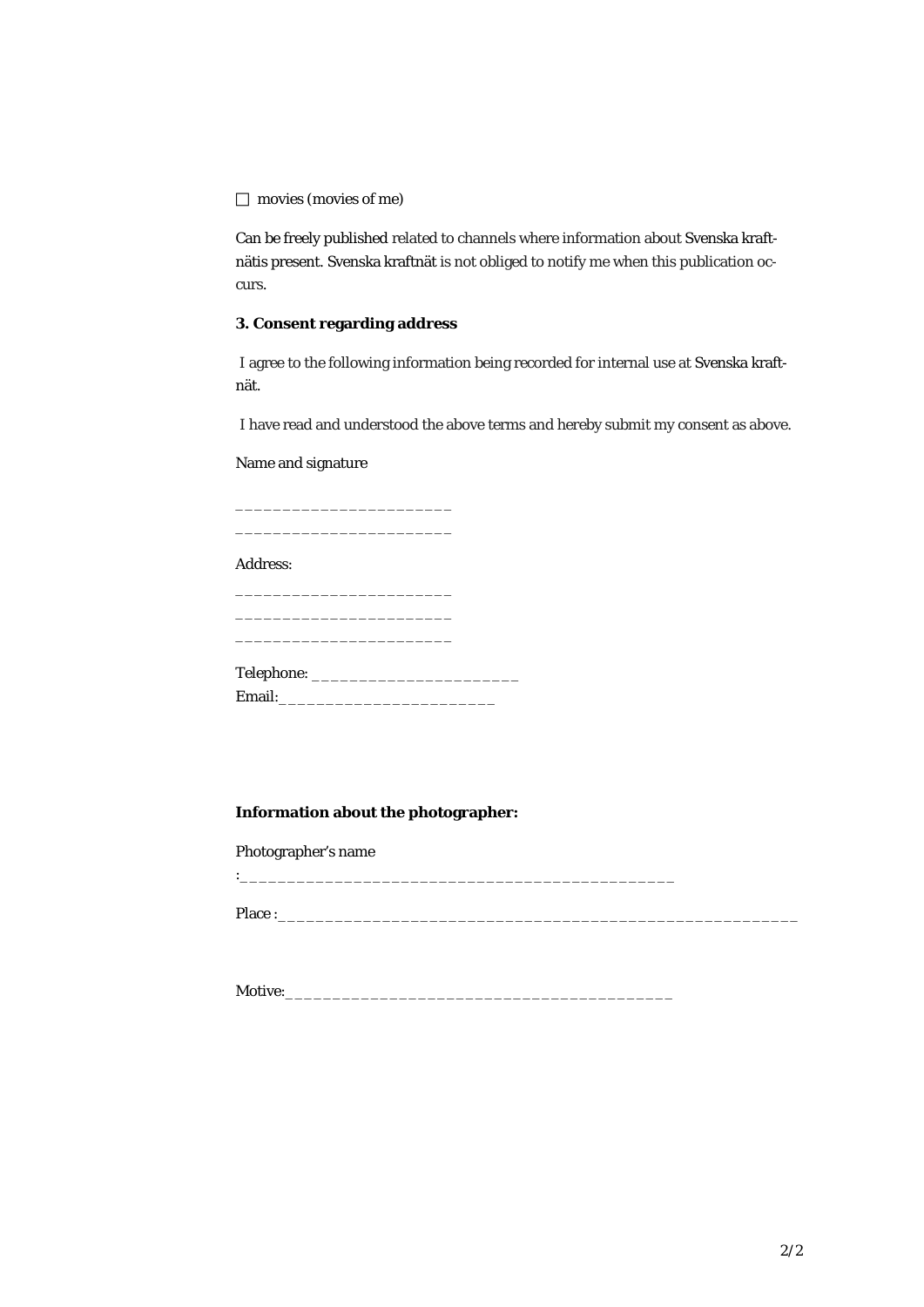☐ movies (movies of me)

Can be freely published related to channels where information about Svenska kraftnätis present. Svenska kraftnät is not obliged to notify me when this publication occurs.

**3. Consent regarding address**

I agree to the following information being recorded for internal use at Svenska kraftnät.

I have read and understood the above terms and hereby submit my consent as above.

Name and signature

______________________

______________________

Address:

______________________

______________________

______________________

Telephone: ______________________

Email:______________________

**Information about the photographer:**

Photographer's name

:_____________________________________________

Place :_____________________________________________________

Motive:_______________________________________